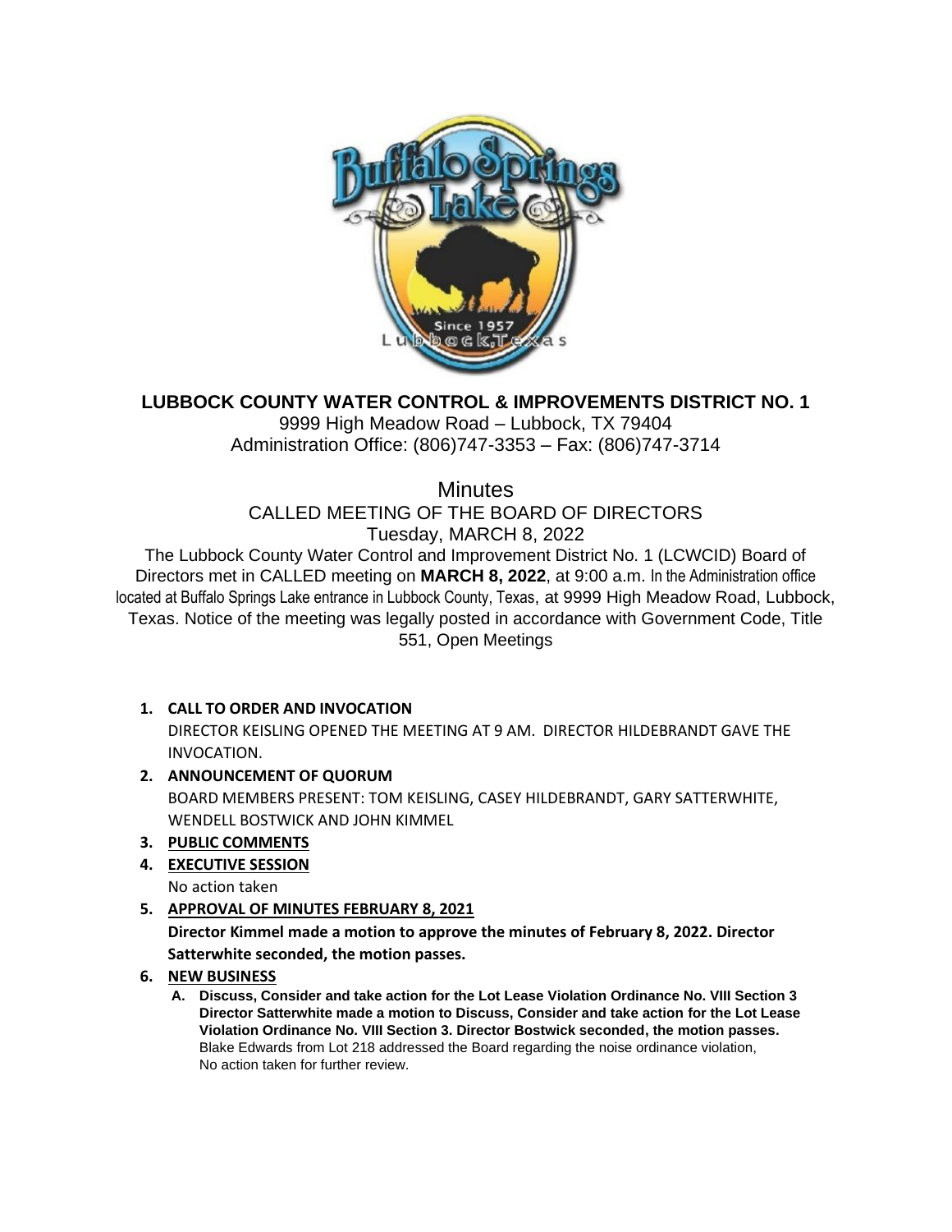# LUBBOCK COUNTY WATER CONTROL & IMPROVEMENTS DISTRICT NO. 1

9999 High Meadow Road – Lubbock, TX 79404
Administration Office: (806)747-3353 – Fax: (806)747-3714

## Minutes

### CALLED MEETING OF THE BOARD OF DIRECTORS

Tuesday, MARCH 8, 2022

The Lubbock County Water Control and Improvement District No. 1 (LCWCID) Board of Directors met in CALLED meeting on **MARCH 8, 2022**, at 9:00 a.m. In the Administration office located at Buffalo Springs Lake entrance in Lubbock County, Texas, at 9999 High Meadow Road, Lubbock, Texas. Notice of the meeting was legally posted in accordance with Government Code, Title 551, Open Meetings

1. **CALL TO ORDER AND INVOCATION**
   DIRECTOR KEISLING OPENED THE MEETING AT 9 AM. DIRECTOR HILDEBRANDT GAVE THE INVOCATION.
2. **ANNOUNCEMENT OF QUORUM**
   BOARD MEMBERS PRESENT: TOM KEISLING, CASEY HILDEBRANDT, GARY SATTERWHITE, WENDELL BOSTWICK AND JOHN KIMMEL
3. **PUBLIC COMMENTS**
4. **EXECUTIVE SESSION**
   No action taken
5. **APPROVAL OF MINUTES FEBRUARY 8, 2021**
   **Director Kimmel made a motion to approve the minutes of February 8, 2022. Director Satterwhite seconded, the motion passes.**
6. **NEW BUSINESS**
   A. **Discuss, Consider and take action for the Lot Lease Violation Ordinance No. VIII Section 3 Director Satterwhite made a motion to Discuss, Consider and take action for the Lot Lease Violation Ordinance No. VIII Section 3. Director Bostwick seconded, the motion passes.**
   Blake Edwards from Lot 218 addressed the Board regarding the noise ordinance violation, No action taken for further review.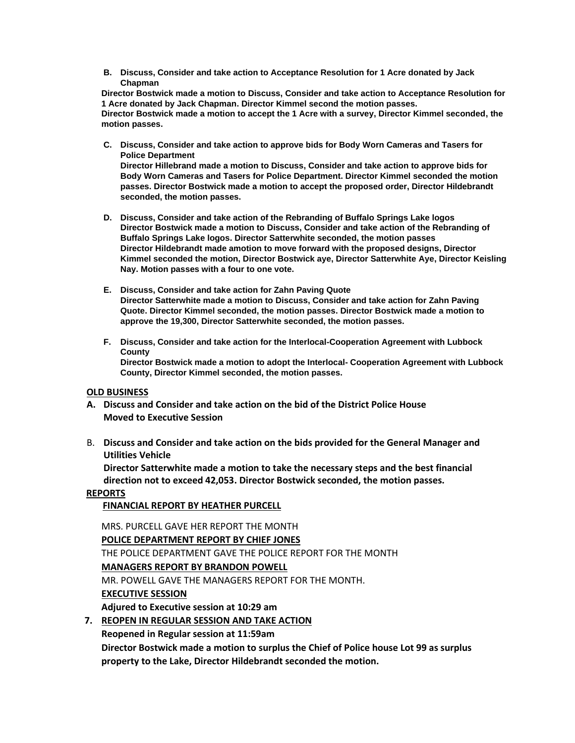B. **Discuss, Consider and take action to Acceptance Resolution for 1 Acre donated by Jack Chapman**

**Director Bostwick made a motion to Discuss, Consider and take action to Acceptance Resolution for 1 Acre donated by Jack Chapman. Director Kimmel second the motion passes.**
**Director Bostwick made a motion to accept the 1 Acre with a survey, Director Kimmel seconded, the motion passes.**

C. **Discuss, Consider and take action to approve bids for Body Worn Cameras and Tasers for Police Department**
**Director Hillebrand made a motion to Discuss, Consider and take action to approve bids for Body Worn Cameras and Tasers for Police Department. Director Kimmel seconded the motion passes. Director Bostwick made a motion to accept the proposed order, Director Hildebrandt seconded, the motion passes.**

D. **Discuss, Consider and take action of the Rebranding of Buffalo Springs Lake logos**
**Director Bostwick made a motion to Discuss, Consider and take action of the Rebranding of Buffalo Springs Lake logos. Director Satterwhite seconded, the motion passes**
**Director Hildebrandt made amotion to move forward with the proposed designs, Director Kimmel seconded the motion, Director Bostwick aye, Director Satterwhite Aye, Director Keisling Nay. Motion passes with a four to one vote.**

E. **Discuss, Consider and take action for Zahn Paving Quote**
**Director Satterwhite made a motion to Discuss, Consider and take action for Zahn Paving Quote. Director Kimmel seconded, the motion passes. Director Bostwick made a motion to approve the 19,300, Director Satterwhite seconded, the motion passes.**

F. **Discuss, Consider and take action for the Interlocal-Cooperation Agreement with Lubbock County**
**Director Bostwick made a motion to adopt the Interlocal- Cooperation Agreement with Lubbock County, Director Kimmel seconded, the motion passes.**

**OLD BUSINESS**

A. **Discuss and Consider and take action on the bid of the District Police House**
**Moved to Executive Session**

B. **Discuss and Consider and take action on the bids provided for the General Manager and Utilities Vehicle**
**Director Satterwhite made a motion to take the necessary steps and the best financial direction not to exceed 42,053. Director Bostwick seconded, the motion passes.**

**REPORTS**

**FINANCIAL REPORT BY HEATHER PURCELL**

MRS. PURCELL GAVE HER REPORT THE MONTH

**POLICE DEPARTMENT REPORT BY CHIEF JONES**

THE POLICE DEPARTMENT GAVE THE POLICE REPORT FOR THE MONTH

**MANAGERS REPORT BY BRANDON POWELL**

MR. POWELL GAVE THE MANAGERS REPORT FOR THE MONTH.

**EXECUTIVE SESSION**

**Adjured to Executive session at 10:29 am**

7. **REOPEN IN REGULAR SESSION AND TAKE ACTION**

**Reopened in Regular session at 11:59am**

**Director Bostwick made a motion to surplus the Chief of Police house Lot 99 as surplus property to the Lake, Director Hildebrandt seconded the motion.**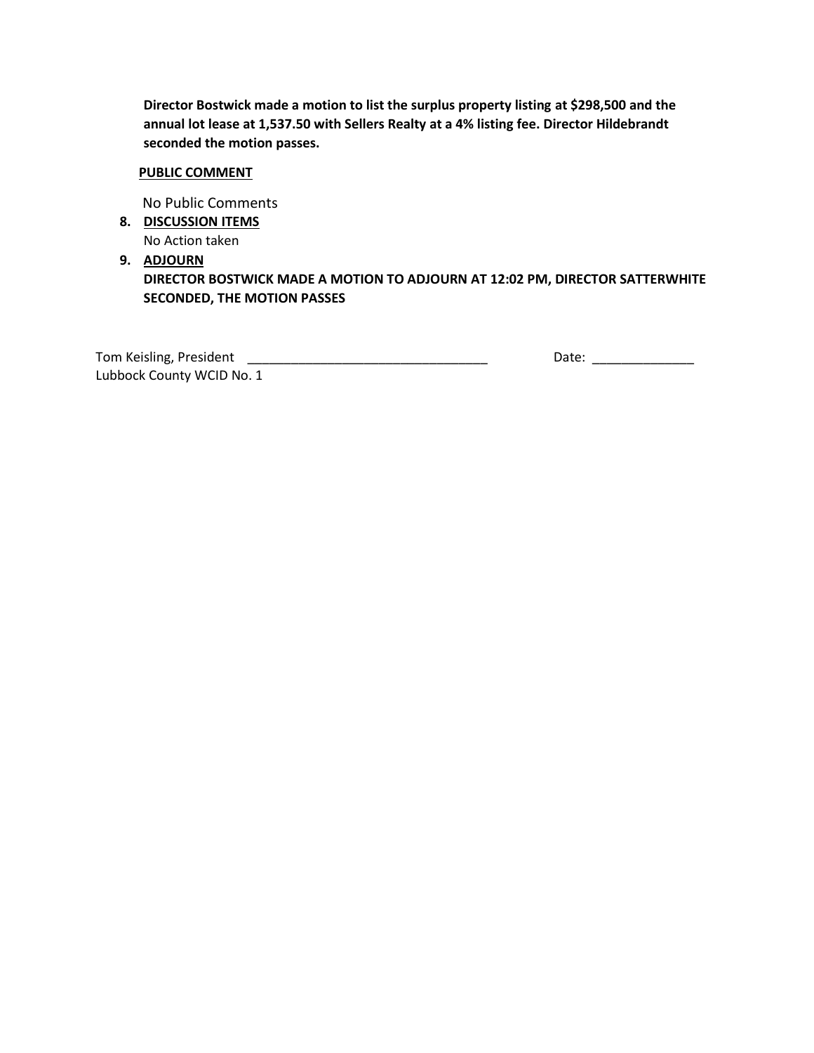**Director Bostwick made a motion to list the surplus property listing at $298,500 and the annual lot lease at 1,537.50 with Sellers Realty at a 4% listing fee. Director Hildebrandt seconded the motion passes.**

**PUBLIC COMMENT**

No Public Comments

8. **DISCUSSION ITEMS**
   No Action taken
9. **ADJOURN**
   **DIRECTOR BOSTWICK MADE A MOTION TO ADJOURN AT 12:02 PM, DIRECTOR SATTERWHITE SECONDED, THE MOTION PASSES**

Tom Keisling, President ________________________________ Date: ______________
Lubbock County WCID No. 1